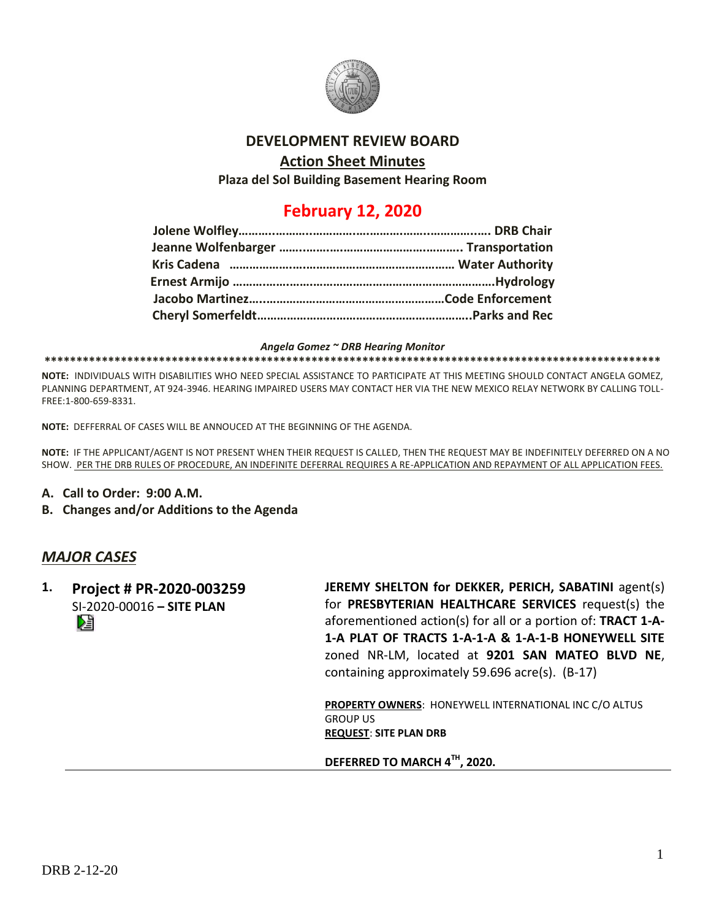# DEVELOPMENT REVIEW BOARD

## Action Sheet Minutes

**Plaza del Sol Building Basement Hearing Room**

## February 12, 2020

**Jolene Wolfley……………………………………………………………. DRB Chair**
**Jeanne Wolfenbarger ……………………………………………. Transportation**
**Kris Cadena ……………………………………………………… Water Authority**
**Ernest Armijo ……………………………………………………………Hydrology**
**Jacobo Martinez…………………………………………………Code Enforcement**
**Cheryl Somerfeldt………………………………………………………..Parks and Rec**

***Angela Gomez ~ DRB Hearing Monitor***

**NOTE:** INDIVIDUALS WITH DISABILITIES WHO NEED SPECIAL ASSISTANCE TO PARTICIPATE AT THIS MEETING SHOULD CONTACT ANGELA GOMEZ, PLANNING DEPARTMENT, AT 924-3946. HEARING IMPAIRED USERS MAY CONTACT HER VIA THE NEW MEXICO RELAY NETWORK BY CALLING TOLL-FREE:1-800-659-8331.

**NOTE:** DEFFERRAL OF CASES WILL BE ANNOUCED AT THE BEGINNING OF THE AGENDA.

**NOTE:** IF THE APPLICANT/AGENT IS NOT PRESENT WHEN THEIR REQUEST IS CALLED, THEN THE REQUEST MAY BE INDEFINITELY DEFERRED ON A NO SHOW. PER THE DRB RULES OF PROCEDURE, AN INDEFINITE DEFERRAL REQUIRES A RE-APPLICATION AND REPAYMENT OF ALL APPLICATION FEES.

**A. Call to Order: 9:00 A.M.**

**B. Changes and/or Additions to the Agenda**

## *MAJOR CASES*

**1. Project # PR-2020-003259**
SI-2020-00016 **– SITE PLAN**

**JEREMY SHELTON for DEKKER, PERICH, SABATINI** agent(s) for **PRESBYTERIAN HEALTHCARE SERVICES** request(s) the aforementioned action(s) for all or a portion of: **TRACT 1-A-1-A PLAT OF TRACTS 1-A-1-A & 1-A-1-B HONEYWELL SITE** zoned NR-LM, located at **9201 SAN MATEO BLVD NE**, containing approximately 59.696 acre(s). (B-17)

**PROPERTY OWNERS**: HONEYWELL INTERNATIONAL INC C/O ALTUS GROUP US
**REQUEST**: **SITE PLAN DRB**

**DEFERRED TO MARCH 4TH, 2020.**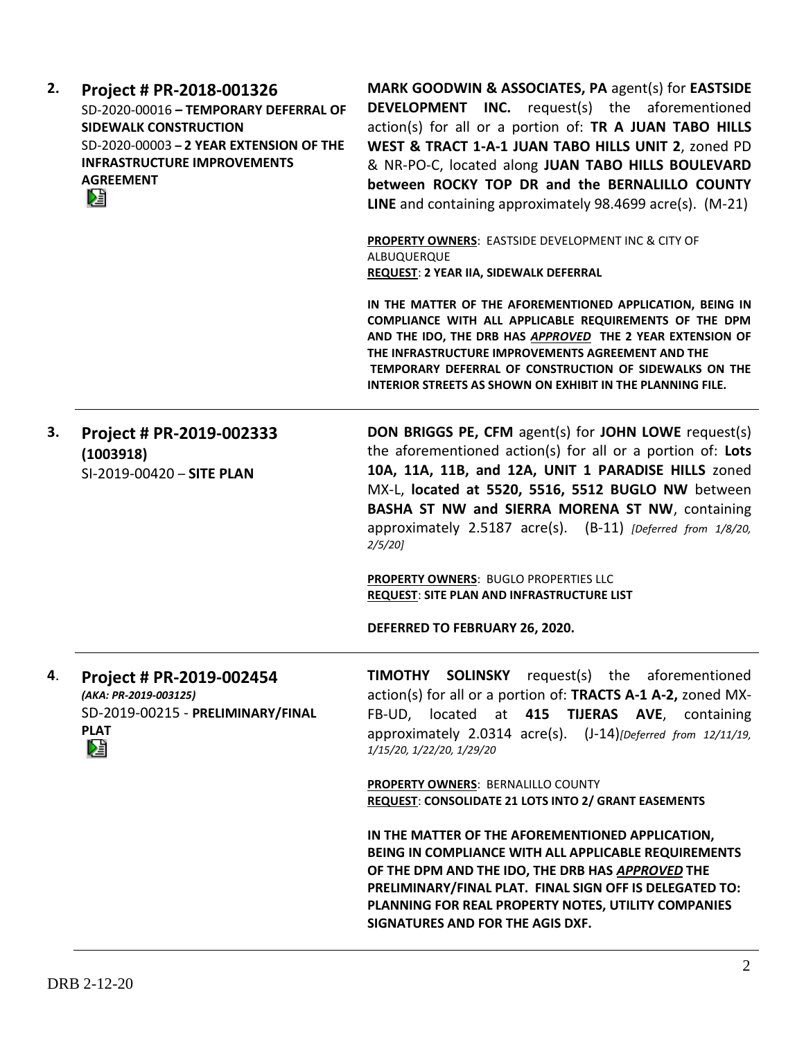**2. Project # PR-2018-001326**
SD-2020-00016 **– TEMPORARY DEFERRAL OF SIDEWALK CONSTRUCTION**
SD-2020-00003 **– 2 YEAR EXTENSION OF THE INFRASTRUCTURE IMPROVEMENTS AGREEMENT**

**MARK GOODWIN & ASSOCIATES, PA** agent(s) for **EASTSIDE DEVELOPMENT INC.** request(s) the aforementioned action(s) for all or a portion of: **TR A JUAN TABO HILLS WEST & TRACT 1-A-1 JUAN TABO HILLS UNIT 2**, zoned PD & NR-PO-C, located along **JUAN TABO HILLS BOULEVARD between ROCKY TOP DR and the BERNALILLO COUNTY LINE** and containing approximately 98.4699 acre(s). (M-21)

**PROPERTY OWNERS**: EASTSIDE DEVELOPMENT INC & CITY OF ALBUQUERQUE
**REQUEST**: **2 YEAR IIA, SIDEWALK DEFERRAL**

**IN THE MATTER OF THE AFOREMENTIONED APPLICATION, BEING IN COMPLIANCE WITH ALL APPLICABLE REQUIREMENTS OF THE DPM AND THE IDO, THE DRB HAS *APPROVED* THE 2 YEAR EXTENSION OF THE INFRASTRUCTURE IMPROVEMENTS AGREEMENT AND THE TEMPORARY DEFERRAL OF CONSTRUCTION OF SIDEWALKS ON THE INTERIOR STREETS AS SHOWN ON EXHIBIT IN THE PLANNING FILE.**

---

**3. Project # PR-2019-002333 (1003918)**
SI-2019-00420 – **SITE PLAN**

**DON BRIGGS PE, CFM** agent(s) for **JOHN LOWE** request(s) the aforementioned action(s) for all or a portion of: **Lots 10A, 11A, 11B, and 12A, UNIT 1 PARADISE HILLS** zoned MX-L, **located at 5520, 5516, 5512 BUGLO NW** between **BASHA ST NW and SIERRA MORENA ST NW**, containing approximately 2.5187 acre(s). (B-11) *[Deferred from 1/8/20, 2/5/20]*

**PROPERTY OWNERS**: BUGLO PROPERTIES LLC
**REQUEST**: **SITE PLAN AND INFRASTRUCTURE LIST**

**DEFERRED TO FEBRUARY 26, 2020.**

---

**4. Project # PR-2019-002454**
***(AKA: PR-2019-003125)***
SD-2019-00215 - **PRELIMINARY/FINAL PLAT**

**TIMOTHY SOLINSKY** request(s) the aforementioned action(s) for all or a portion of: **TRACTS A-1 A-2,** zoned MX-FB-UD, located at **415 TIJERAS AVE**, containing approximately 2.0314 acre(s). (J-14)*[Deferred from 12/11/19, 1/15/20, 1/22/20, 1/29/20*

**PROPERTY OWNERS**: BERNALILLO COUNTY
**REQUEST**: **CONSOLIDATE 21 LOTS INTO 2/ GRANT EASEMENTS**

**IN THE MATTER OF THE AFOREMENTIONED APPLICATION, BEING IN COMPLIANCE WITH ALL APPLICABLE REQUIREMENTS OF THE DPM AND THE IDO, THE DRB HAS *APPROVED* THE PRELIMINARY/FINAL PLAT. FINAL SIGN OFF IS DELEGATED TO: PLANNING FOR REAL PROPERTY NOTES, UTILITY COMPANIES SIGNATURES AND FOR THE AGIS DXF.**

DRB 2-12-20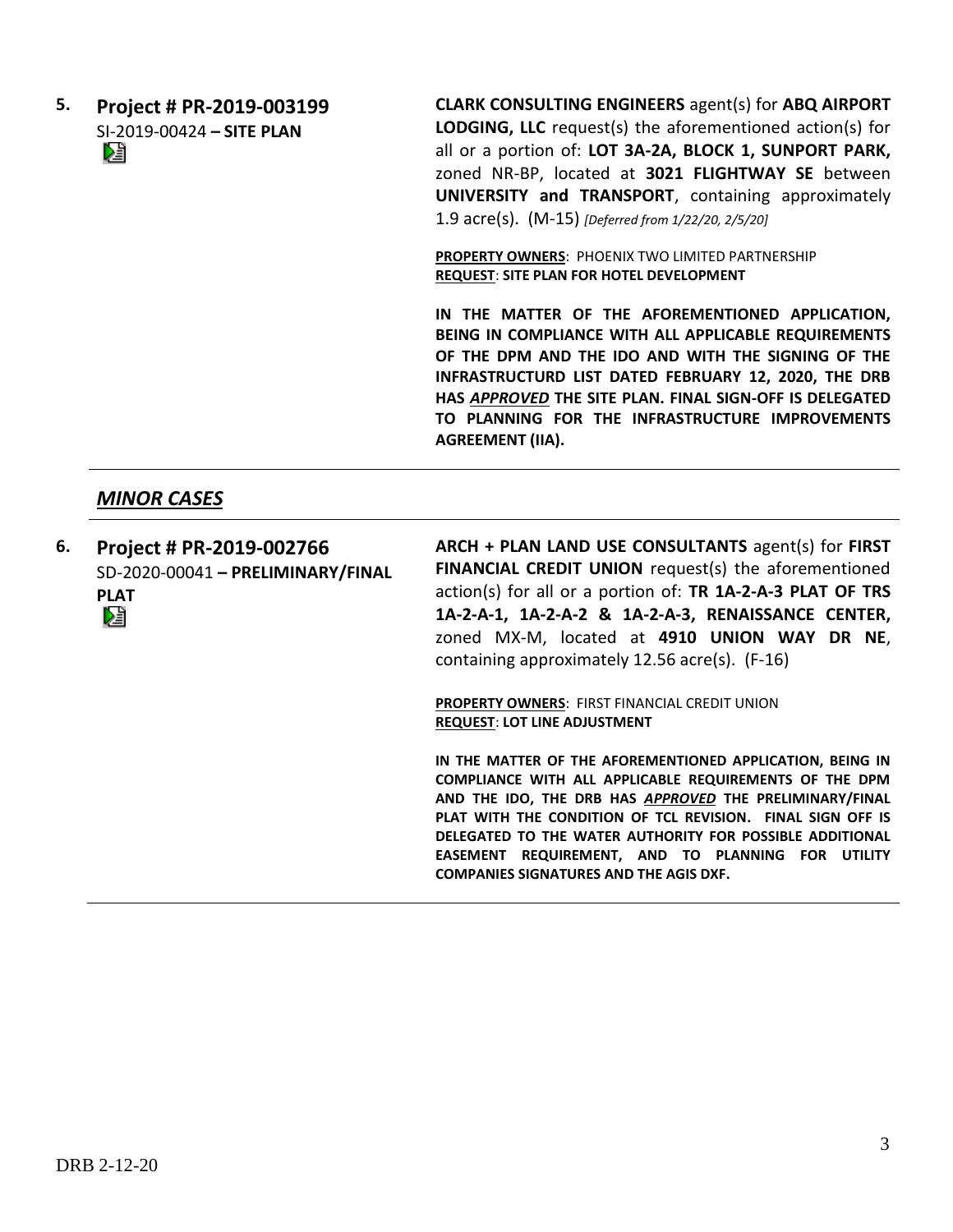**5. Project # PR-2019-003199**
SI-2019-00424 **– SITE PLAN**

**CLARK CONSULTING ENGINEERS** agent(s) for **ABQ AIRPORT LODGING, LLC** request(s) the aforementioned action(s) for all or a portion of: **LOT 3A-2A, BLOCK 1, SUNPORT PARK,** zoned NR-BP, located at **3021 FLIGHTWAY SE** between **UNIVERSITY and TRANSPORT**, containing approximately 1.9 acre(s). (M-15) *[Deferred from 1/22/20, 2/5/20]*

**PROPERTY OWNERS**: PHOENIX TWO LIMITED PARTNERSHIP
**REQUEST**: **SITE PLAN FOR HOTEL DEVELOPMENT**

**IN THE MATTER OF THE AFOREMENTIONED APPLICATION, BEING IN COMPLIANCE WITH ALL APPLICABLE REQUIREMENTS OF THE DPM AND THE IDO AND WITH THE SIGNING OF THE INFRASTRUCTURD LIST DATED FEBRUARY 12, 2020, THE DRB HAS *APPROVED* THE SITE PLAN. FINAL SIGN-OFF IS DELEGATED TO PLANNING FOR THE INFRASTRUCTURE IMPROVEMENTS AGREEMENT (IIA).**

---

## ***MINOR CASES***

---

**6. Project # PR-2019-002766**
SD-2020-00041 **– PRELIMINARY/FINAL PLAT**

**ARCH + PLAN LAND USE CONSULTANTS** agent(s) for **FIRST FINANCIAL CREDIT UNION** request(s) the aforementioned action(s) for all or a portion of: **TR 1A-2-A-3 PLAT OF TRS 1A-2-A-1, 1A-2-A-2 & 1A-2-A-3, RENAISSANCE CENTER,** zoned MX-M, located at **4910 UNION WAY DR NE**, containing approximately 12.56 acre(s). (F-16)

**PROPERTY OWNERS**: FIRST FINANCIAL CREDIT UNION
**REQUEST**: **LOT LINE ADJUSTMENT**

**IN THE MATTER OF THE AFOREMENTIONED APPLICATION, BEING IN COMPLIANCE WITH ALL APPLICABLE REQUIREMENTS OF THE DPM AND THE IDO, THE DRB HAS *APPROVED* THE PRELIMINARY/FINAL PLAT WITH THE CONDITION OF TCL REVISION. FINAL SIGN OFF IS DELEGATED TO THE WATER AUTHORITY FOR POSSIBLE ADDITIONAL EASEMENT REQUIREMENT, AND TO PLANNING FOR UTILITY COMPANIES SIGNATURES AND THE AGIS DXF.**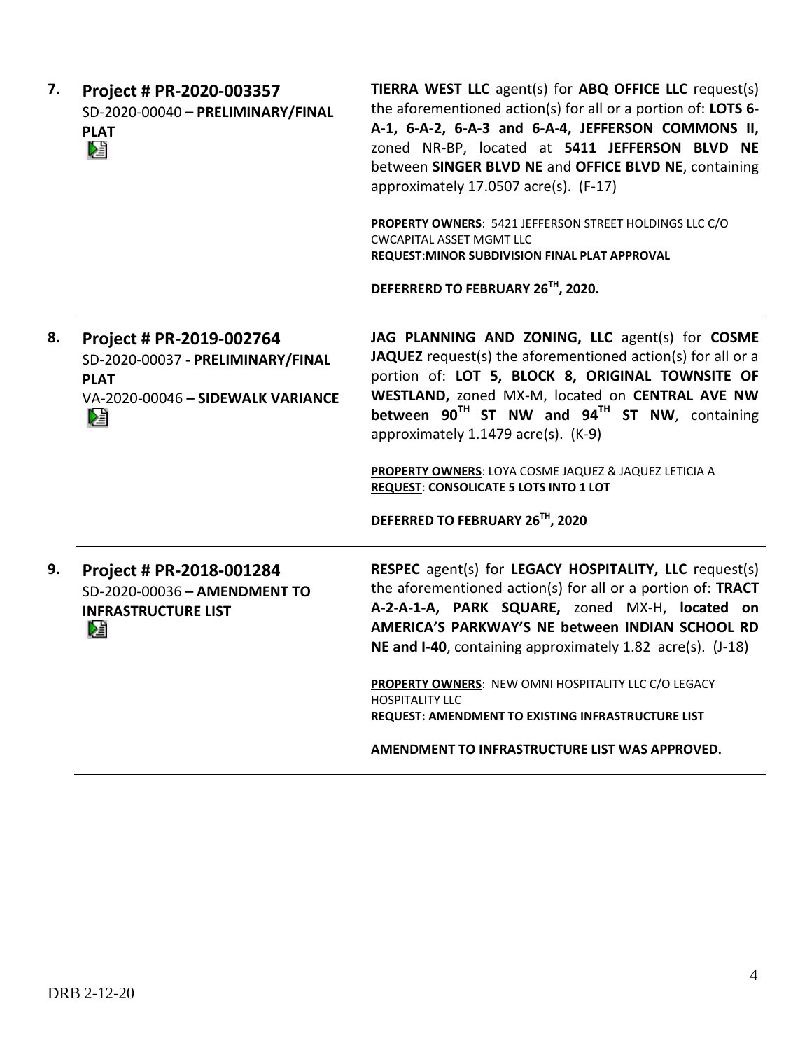**7.** **Project # PR-2020-003357**
SD-2020-00040 **– PRELIMINARY/FINAL PLAT**

**TIERRA WEST LLC** agent(s) for **ABQ OFFICE LLC** request(s) the aforementioned action(s) for all or a portion of: **LOTS 6-A-1, 6-A-2, 6-A-3 and 6-A-4, JEFFERSON COMMONS II,** zoned NR-BP, located at **5411 JEFFERSON BLVD NE** between **SINGER BLVD NE** and **OFFICE BLVD NE**, containing approximately 17.0507 acre(s). (F-17)

**PROPERTY OWNERS**: 5421 JEFFERSON STREET HOLDINGS LLC C/O CWCAPITAL ASSET MGMT LLC
**REQUEST**:**MINOR SUBDIVISION FINAL PLAT APPROVAL**

**DEFERRERD TO FEBRUARY 26TH, 2020.**

---

**8.** **Project # PR-2019-002764**
SD-2020-00037 **- PRELIMINARY/FINAL PLAT**
VA-2020-00046 **– SIDEWALK VARIANCE**

**JAG PLANNING AND ZONING, LLC** agent(s) for **COSME JAQUEZ** request(s) the aforementioned action(s) for all or a portion of: **LOT 5, BLOCK 8, ORIGINAL TOWNSITE OF WESTLAND,** zoned MX-M, located on **CENTRAL AVE NW between 90TH ST NW and 94TH ST NW**, containing approximately 1.1479 acre(s). (K-9)

**PROPERTY OWNERS**: LOYA COSME JAQUEZ & JAQUEZ LETICIA A
**REQUEST**: **CONSOLICATE 5 LOTS INTO 1 LOT**

**DEFERRED TO FEBRUARY 26TH, 2020**

---

**9.** **Project # PR-2018-001284**
SD-2020-00036 **– AMENDMENT TO INFRASTRUCTURE LIST**

**RESPEC** agent(s) for **LEGACY HOSPITALITY, LLC** request(s) the aforementioned action(s) for all or a portion of: **TRACT A-2-A-1-A, PARK SQUARE,** zoned MX-H, **located on AMERICA'S PARKWAY'S NE between INDIAN SCHOOL RD NE and I-40**, containing approximately 1.82 acre(s). (J-18)

**PROPERTY OWNERS**: NEW OMNI HOSPITALITY LLC C/O LEGACY HOSPITALITY LLC
**REQUEST: AMENDMENT TO EXISTING INFRASTRUCTURE LIST**

**AMENDMENT TO INFRASTRUCTURE LIST WAS APPROVED.**

---

DRB 2-12-20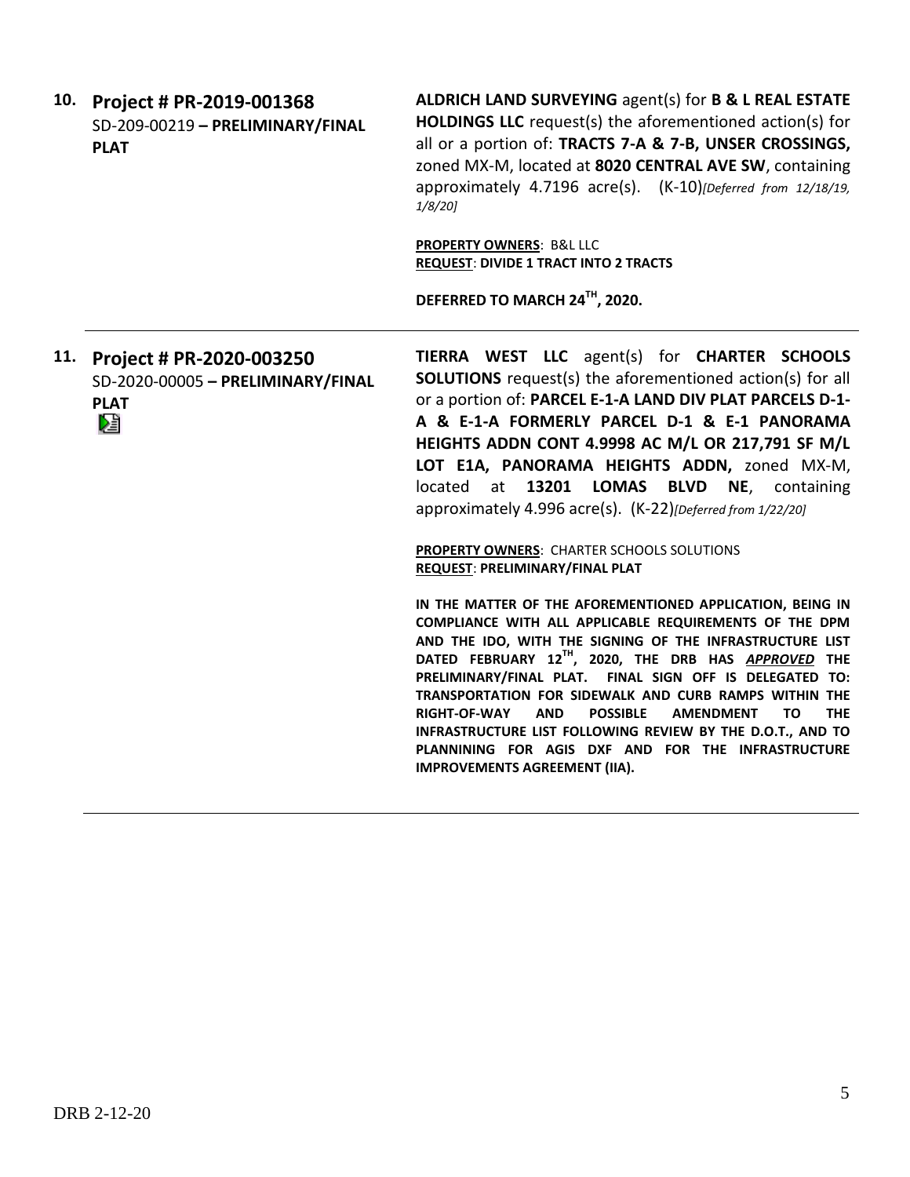**10. Project # PR-2019-001368**
SD-209-00219 **– PRELIMINARY/FINAL PLAT**

**ALDRICH LAND SURVEYING** agent(s) for **B & L REAL ESTATE HOLDINGS LLC** request(s) the aforementioned action(s) for all or a portion of: **TRACTS 7-A & 7-B, UNSER CROSSINGS,** zoned MX-M, located at **8020 CENTRAL AVE SW**, containing approximately 4.7196 acre(s). (K-10)*[Deferred from 12/18/19, 1/8/20]*

**PROPERTY OWNERS**: B&L LLC
**REQUEST**: **DIVIDE 1 TRACT INTO 2 TRACTS**

**DEFERRED TO MARCH 24TH, 2020.**

---

**11. Project # PR-2020-003250**
SD-2020-00005 **– PRELIMINARY/FINAL PLAT**

**TIERRA WEST LLC** agent(s) for **CHARTER SCHOOLS SOLUTIONS** request(s) the aforementioned action(s) for all or a portion of: **PARCEL E-1-A LAND DIV PLAT PARCELS D-1-A & E-1-A FORMERLY PARCEL D-1 & E-1 PANORAMA HEIGHTS ADDN CONT 4.9998 AC M/L OR 217,791 SF M/L LOT E1A, PANORAMA HEIGHTS ADDN,** zoned MX-M, located at **13201 LOMAS BLVD NE**, containing approximately 4.996 acre(s). (K-22)*[Deferred from 1/22/20]*

**PROPERTY OWNERS**: CHARTER SCHOOLS SOLUTIONS
**REQUEST**: **PRELIMINARY/FINAL PLAT**

**IN THE MATTER OF THE AFOREMENTIONED APPLICATION, BEING IN COMPLIANCE WITH ALL APPLICABLE REQUIREMENTS OF THE DPM AND THE IDO, WITH THE SIGNING OF THE INFRASTRUCTURE LIST DATED FEBRUARY 12TH, 2020, THE DRB HAS *APPROVED* THE PRELIMINARY/FINAL PLAT. FINAL SIGN OFF IS DELEGATED TO: TRANSPORTATION FOR SIDEWALK AND CURB RAMPS WITHIN THE RIGHT-OF-WAY AND POSSIBLE AMENDMENT TO THE INFRASTRUCTURE LIST FOLLOWING REVIEW BY THE D.O.T., AND TO PLANNINING FOR AGIS DXF AND FOR THE INFRASTRUCTURE IMPROVEMENTS AGREEMENT (IIA).**

---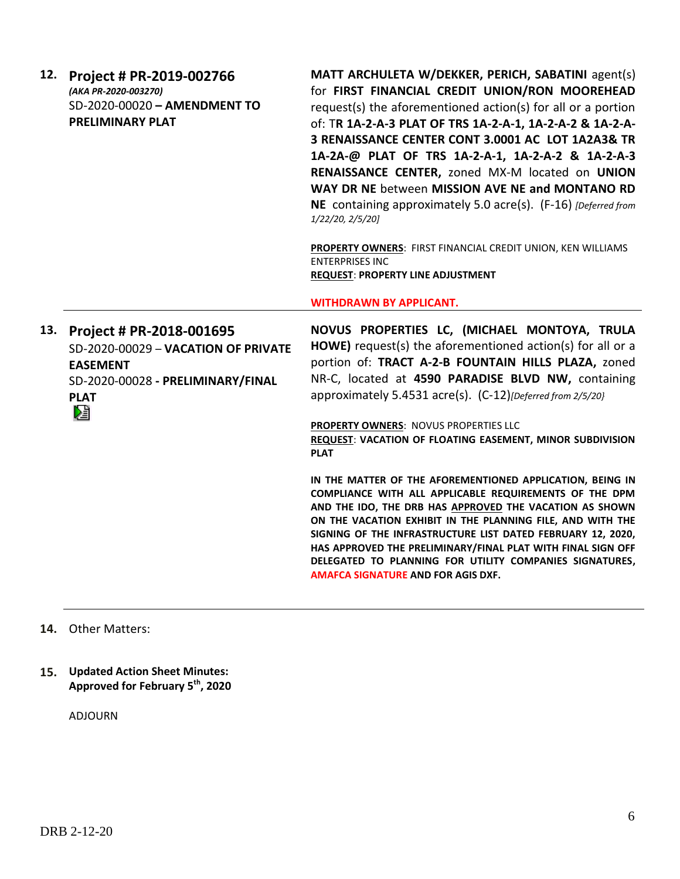**12. Project # PR-2019-002766**
*(AKA PR-2020-003270)*
SD-2020-00020 **– AMENDMENT TO PRELIMINARY PLAT**

**MATT ARCHULETA W/DEKKER, PERICH, SABATINI** agent(s) for **FIRST FINANCIAL CREDIT UNION/RON MOOREHEAD** request(s) the aforementioned action(s) for all or a portion of: T**R 1A-2-A-3 PLAT OF TRS 1A-2-A-1, 1A-2-A-2 & 1A-2-A-3 RENAISSANCE CENTER CONT 3.0001 AC LOT 1A2A3& TR 1A-2A-@ PLAT OF TRS 1A-2-A-1, 1A-2-A-2 & 1A-2-A-3 RENAISSANCE CENTER,** zoned MX-M located on **UNION WAY DR NE** between **MISSION AVE NE and MONTANO RD NE** containing approximately 5.0 acre(s). (F-16) *[Deferred from 1/22/20, 2/5/20]*

**PROPERTY OWNERS**: FIRST FINANCIAL CREDIT UNION, KEN WILLIAMS ENTERPRISES INC
**REQUEST**: **PROPERTY LINE ADJUSTMENT**

**WITHDRAWN BY APPLICANT.**

---

**13. Project # PR-2018-001695**
SD-2020-00029 – **VACATION OF PRIVATE EASEMENT**
SD-2020-00028 **- PRELIMINARY/FINAL PLAT**

**NOVUS PROPERTIES LC, (MICHAEL MONTOYA, TRULA HOWE)** request(s) the aforementioned action(s) for all or a portion of: **TRACT A-2-B FOUNTAIN HILLS PLAZA,** zoned NR-C, located at **4590 PARADISE BLVD NW,** containing approximately 5.4531 acre(s). (C-12)*[Deferred from 2/5/20}*

**PROPERTY OWNERS**: NOVUS PROPERTIES LLC
**REQUEST**: **VACATION OF FLOATING EASEMENT, MINOR SUBDIVISION PLAT**

**IN THE MATTER OF THE AFOREMENTIONED APPLICATION, BEING IN COMPLIANCE WITH ALL APPLICABLE REQUIREMENTS OF THE DPM AND THE IDO, THE DRB HAS APPROVED THE VACATION AS SHOWN ON THE VACATION EXHIBIT IN THE PLANNING FILE, AND WITH THE SIGNING OF THE INFRASTRUCTURE LIST DATED FEBRUARY 12, 2020, HAS APPROVED THE PRELIMINARY/FINAL PLAT WITH FINAL SIGN OFF DELEGATED TO PLANNING FOR UTILITY COMPANIES SIGNATURES, AMAFCA SIGNATURE AND FOR AGIS DXF.**

---

**14.** Other Matters:

**15. Updated Action Sheet Minutes:**
**Approved for February 5th, 2020**

ADJOURN

DRB 2-12-20